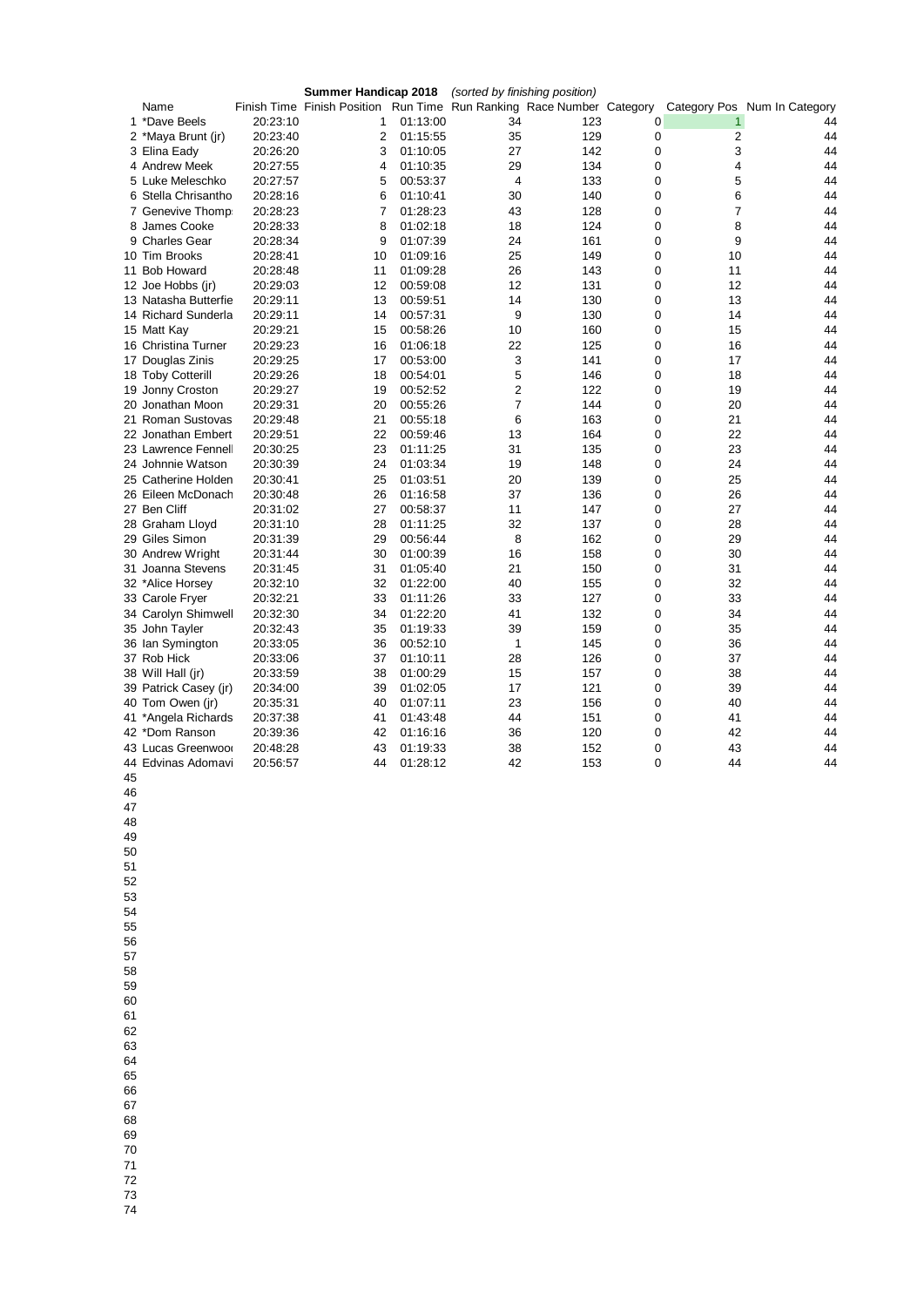**Summer Handicap 2018** *(sorted by finishing position)*

| | Name | Finish Time | Finish Position | Run Time | Run Ranking | Race Number | Category | Category Pos | Num In Category |
|---|---|---|---|---|---|---|---|---|---|
| 1 | *Dave Beels | 20:23:10 | 1 | 01:13:00 | 34 | 123 | 0 | 1 | 44 |
| 2 | *Maya Brunt (jr) | 20:23:40 | 2 | 01:15:55 | 35 | 129 | 0 | 2 | 44 |
| 3 | Elina Eady | 20:26:20 | 3 | 01:10:05 | 27 | 142 | 0 | 3 | 44 |
| 4 | Andrew Meek | 20:27:55 | 4 | 01:10:35 | 29 | 134 | 0 | 4 | 44 |
| 5 | Luke Meleschko | 20:27:57 | 5 | 00:53:37 | 4 | 133 | 0 | 5 | 44 |
| 6 | Stella Chrisantho | 20:28:16 | 6 | 01:10:41 | 30 | 140 | 0 | 6 | 44 |
| 7 | Genevive Thomp | 20:28:23 | 7 | 01:28:23 | 43 | 128 | 0 | 7 | 44 |
| 8 | James Cooke | 20:28:33 | 8 | 01:02:18 | 18 | 124 | 0 | 8 | 44 |
| 9 | Charles Gear | 20:28:34 | 9 | 01:07:39 | 24 | 161 | 0 | 9 | 44 |
| 10 | Tim Brooks | 20:28:41 | 10 | 01:09:16 | 25 | 149 | 0 | 10 | 44 |
| 11 | Bob Howard | 20:28:48 | 11 | 01:09:28 | 26 | 143 | 0 | 11 | 44 |
| 12 | Joe Hobbs (jr) | 20:29:03 | 12 | 00:59:08 | 12 | 131 | 0 | 12 | 44 |
| 13 | Natasha Butterfie | 20:29:11 | 13 | 00:59:51 | 14 | 130 | 0 | 13 | 44 |
| 14 | Richard Sunderla | 20:29:11 | 14 | 00:57:31 | 9 | 130 | 0 | 14 | 44 |
| 15 | Matt Kay | 20:29:21 | 15 | 00:58:26 | 10 | 160 | 0 | 15 | 44 |
| 16 | Christina Turner | 20:29:23 | 16 | 01:06:18 | 22 | 125 | 0 | 16 | 44 |
| 17 | Douglas Zinis | 20:29:25 | 17 | 00:53:00 | 3 | 141 | 0 | 17 | 44 |
| 18 | Toby Cotterill | 20:29:26 | 18 | 00:54:01 | 5 | 146 | 0 | 18 | 44 |
| 19 | Jonny Croston | 20:29:27 | 19 | 00:52:52 | 2 | 122 | 0 | 19 | 44 |
| 20 | Jonathan Moon | 20:29:31 | 20 | 00:55:26 | 7 | 144 | 0 | 20 | 44 |
| 21 | Roman Sustovas | 20:29:48 | 21 | 00:55:18 | 6 | 163 | 0 | 21 | 44 |
| 22 | Jonathan Embert | 20:29:51 | 22 | 00:59:46 | 13 | 164 | 0 | 22 | 44 |
| 23 | Lawrence Fennell | 20:30:25 | 23 | 01:11:25 | 31 | 135 | 0 | 23 | 44 |
| 24 | Johnnie Watson | 20:30:39 | 24 | 01:03:34 | 19 | 148 | 0 | 24 | 44 |
| 25 | Catherine Holden | 20:30:41 | 25 | 01:03:51 | 20 | 139 | 0 | 25 | 44 |
| 26 | Eileen McDonach | 20:30:48 | 26 | 01:16:58 | 37 | 136 | 0 | 26 | 44 |
| 27 | Ben Cliff | 20:31:02 | 27 | 00:58:37 | 11 | 147 | 0 | 27 | 44 |
| 28 | Graham Lloyd | 20:31:10 | 28 | 01:11:25 | 32 | 137 | 0 | 28 | 44 |
| 29 | Giles Simon | 20:31:39 | 29 | 00:56:44 | 8 | 162 | 0 | 29 | 44 |
| 30 | Andrew Wright | 20:31:44 | 30 | 01:00:39 | 16 | 158 | 0 | 30 | 44 |
| 31 | Joanna Stevens | 20:31:45 | 31 | 01:05:40 | 21 | 150 | 0 | 31 | 44 |
| 32 | *Alice Horsey | 20:32:10 | 32 | 01:22:00 | 40 | 155 | 0 | 32 | 44 |
| 33 | Carole Fryer | 20:32:21 | 33 | 01:11:26 | 33 | 127 | 0 | 33 | 44 |
| 34 | Carolyn Shimwell | 20:32:30 | 34 | 01:22:20 | 41 | 132 | 0 | 34 | 44 |
| 35 | John Tayler | 20:32:43 | 35 | 01:19:33 | 39 | 159 | 0 | 35 | 44 |
| 36 | Ian Symington | 20:33:05 | 36 | 00:52:10 | 1 | 145 | 0 | 36 | 44 |
| 37 | Rob Hick | 20:33:06 | 37 | 01:10:11 | 28 | 126 | 0 | 37 | 44 |
| 38 | Will Hall (jr) | 20:33:59 | 38 | 01:00:29 | 15 | 157 | 0 | 38 | 44 |
| 39 | Patrick Casey (jr) | 20:34:00 | 39 | 01:02:05 | 17 | 121 | 0 | 39 | 44 |
| 40 | Tom Owen (jr) | 20:35:31 | 40 | 01:07:11 | 23 | 156 | 0 | 40 | 44 |
| 41 | *Angela Richards | 20:37:38 | 41 | 01:43:48 | 44 | 151 | 0 | 41 | 44 |
| 42 | *Dom Ranson | 20:39:36 | 42 | 01:16:16 | 36 | 120 | 0 | 42 | 44 |
| 43 | Lucas Greenwoo | 20:48:28 | 43 | 01:19:33 | 38 | 152 | 0 | 43 | 44 |
| 44 | Edvinas Adomavi | 20:56:57 | 44 | 01:28:12 | 42 | 153 | 0 | 44 | 44 |
| 45 | | | | | | | | | |
| 46 | | | | | | | | | |
| 47 | | | | | | | | | |
| 48 | | | | | | | | | |
| 49 | | | | | | | | | |
| 50 | | | | | | | | | |
| 51 | | | | | | | | | |
| 52 | | | | | | | | | |
| 53 | | | | | | | | | |
| 54 | | | | | | | | | |
| 55 | | | | | | | | | |
| 56 | | | | | | | | | |
| 57 | | | | | | | | | |
| 58 | | | | | | | | | |
| 59 | | | | | | | | | |
| 60 | | | | | | | | | |
| 61 | | | | | | | | | |
| 62 | | | | | | | | | |
| 63 | | | | | | | | | |
| 64 | | | | | | | | | |
| 65 | | | | | | | | | |
| 66 | | | | | | | | | |
| 67 | | | | | | | | | |
| 68 | | | | | | | | | |
| 69 | | | | | | | | | |
| 70 | | | | | | | | | |
| 71 | | | | | | | | | |
| 72 | | | | | | | | | |
| 73 | | | | | | | | | |
| 74 | | | | | | | | | |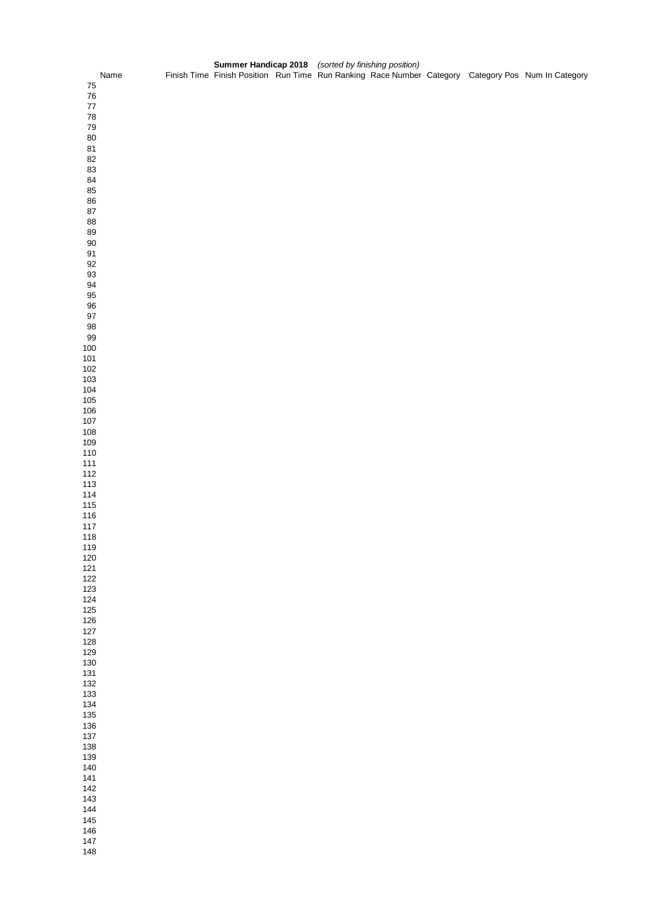**Summary Handicap 2018** *(sorted by finishing position)*

| | Name | Finish Time | Finish Position | Run Time | Run Ranking | Race Number | Category | Category Pos | Num In Category |
|---|---|---|---|---|---|---|---|---|---|
| 75 | | | | | | | | | |
| 76 | | | | | | | | | |
| 77 | | | | | | | | | |
| 78 | | | | | | | | | |
| 79 | | | | | | | | | |
| 80 | | | | | | | | | |
| 81 | | | | | | | | | |
| 82 | | | | | | | | | |
| 83 | | | | | | | | | |
| 84 | | | | | | | | | |
| 85 | | | | | | | | | |
| 86 | | | | | | | | | |
| 87 | | | | | | | | | |
| 88 | | | | | | | | | |
| 89 | | | | | | | | | |
| 90 | | | | | | | | | |
| 91 | | | | | | | | | |
| 92 | | | | | | | | | |
| 93 | | | | | | | | | |
| 94 | | | | | | | | | |
| 95 | | | | | | | | | |
| 96 | | | | | | | | | |
| 97 | | | | | | | | | |
| 98 | | | | | | | | | |
| 99 | | | | | | | | | |
| 100 | | | | | | | | | |
| 101 | | | | | | | | | |
| 102 | | | | | | | | | |
| 103 | | | | | | | | | |
| 104 | | | | | | | | | |
| 105 | | | | | | | | | |
| 106 | | | | | | | | | |
| 107 | | | | | | | | | |
| 108 | | | | | | | | | |
| 109 | | | | | | | | | |
| 110 | | | | | | | | | |
| 111 | | | | | | | | | |
| 112 | | | | | | | | | |
| 113 | | | | | | | | | |
| 114 | | | | | | | | | |
| 115 | | | | | | | | | |
| 116 | | | | | | | | | |
| 117 | | | | | | | | | |
| 118 | | | | | | | | | |
| 119 | | | | | | | | | |
| 120 | | | | | | | | | |
| 121 | | | | | | | | | |
| 122 | | | | | | | | | |
| 123 | | | | | | | | | |
| 124 | | | | | | | | | |
| 125 | | | | | | | | | |
| 126 | | | | | | | | | |
| 127 | | | | | | | | | |
| 128 | | | | | | | | | |
| 129 | | | | | | | | | |
| 130 | | | | | | | | | |
| 131 | | | | | | | | | |
| 132 | | | | | | | | | |
| 133 | | | | | | | | | |
| 134 | | | | | | | | | |
| 135 | | | | | | | | | |
| 136 | | | | | | | | | |
| 137 | | | | | | | | | |
| 138 | | | | | | | | | |
| 139 | | | | | | | | | |
| 140 | | | | | | | | | |
| 141 | | | | | | | | | |
| 142 | | | | | | | | | |
| 143 | | | | | | | | | |
| 144 | | | | | | | | | |
| 145 | | | | | | | | | |
| 146 | | | | | | | | | |
| 147 | | | | | | | | | |
| 148 | | | | | | | | | |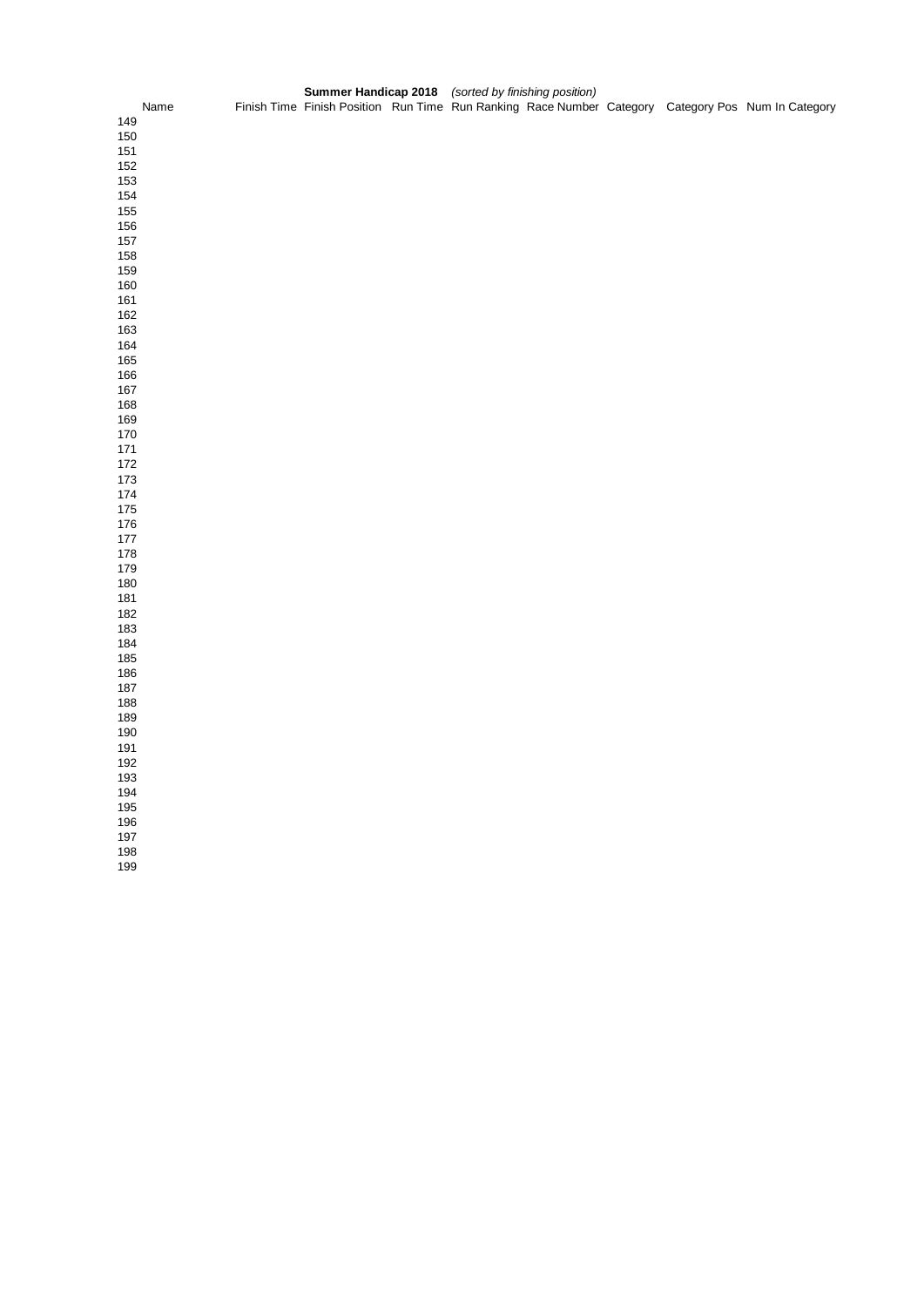**Summer Handicap 2018** *(sorted by finishing position)*

| | Name | Finish Time | Finish Position | Run Time | Run Ranking | Race Number | Category | Category Pos | Num In Category |
|---|---|---|---|---|---|---|---|---|---|
| 149 | | | | | | | | | |
| 150 | | | | | | | | | |
| 151 | | | | | | | | | |
| 152 | | | | | | | | | |
| 153 | | | | | | | | | |
| 154 | | | | | | | | | |
| 155 | | | | | | | | | |
| 156 | | | | | | | | | |
| 157 | | | | | | | | | |
| 158 | | | | | | | | | |
| 159 | | | | | | | | | |
| 160 | | | | | | | | | |
| 161 | | | | | | | | | |
| 162 | | | | | | | | | |
| 163 | | | | | | | | | |
| 164 | | | | | | | | | |
| 165 | | | | | | | | | |
| 166 | | | | | | | | | |
| 167 | | | | | | | | | |
| 168 | | | | | | | | | |
| 169 | | | | | | | | | |
| 170 | | | | | | | | | |
| 171 | | | | | | | | | |
| 172 | | | | | | | | | |
| 173 | | | | | | | | | |
| 174 | | | | | | | | | |
| 175 | | | | | | | | | |
| 176 | | | | | | | | | |
| 177 | | | | | | | | | |
| 178 | | | | | | | | | |
| 179 | | | | | | | | | |
| 180 | | | | | | | | | |
| 181 | | | | | | | | | |
| 182 | | | | | | | | | |
| 183 | | | | | | | | | |
| 184 | | | | | | | | | |
| 185 | | | | | | | | | |
| 186 | | | | | | | | | |
| 187 | | | | | | | | | |
| 188 | | | | | | | | | |
| 189 | | | | | | | | | |
| 190 | | | | | | | | | |
| 191 | | | | | | | | | |
| 192 | | | | | | | | | |
| 193 | | | | | | | | | |
| 194 | | | | | | | | | |
| 195 | | | | | | | | | |
| 196 | | | | | | | | | |
| 197 | | | | | | | | | |
| 198 | | | | | | | | | |
| 199 | | | | | | | | | |